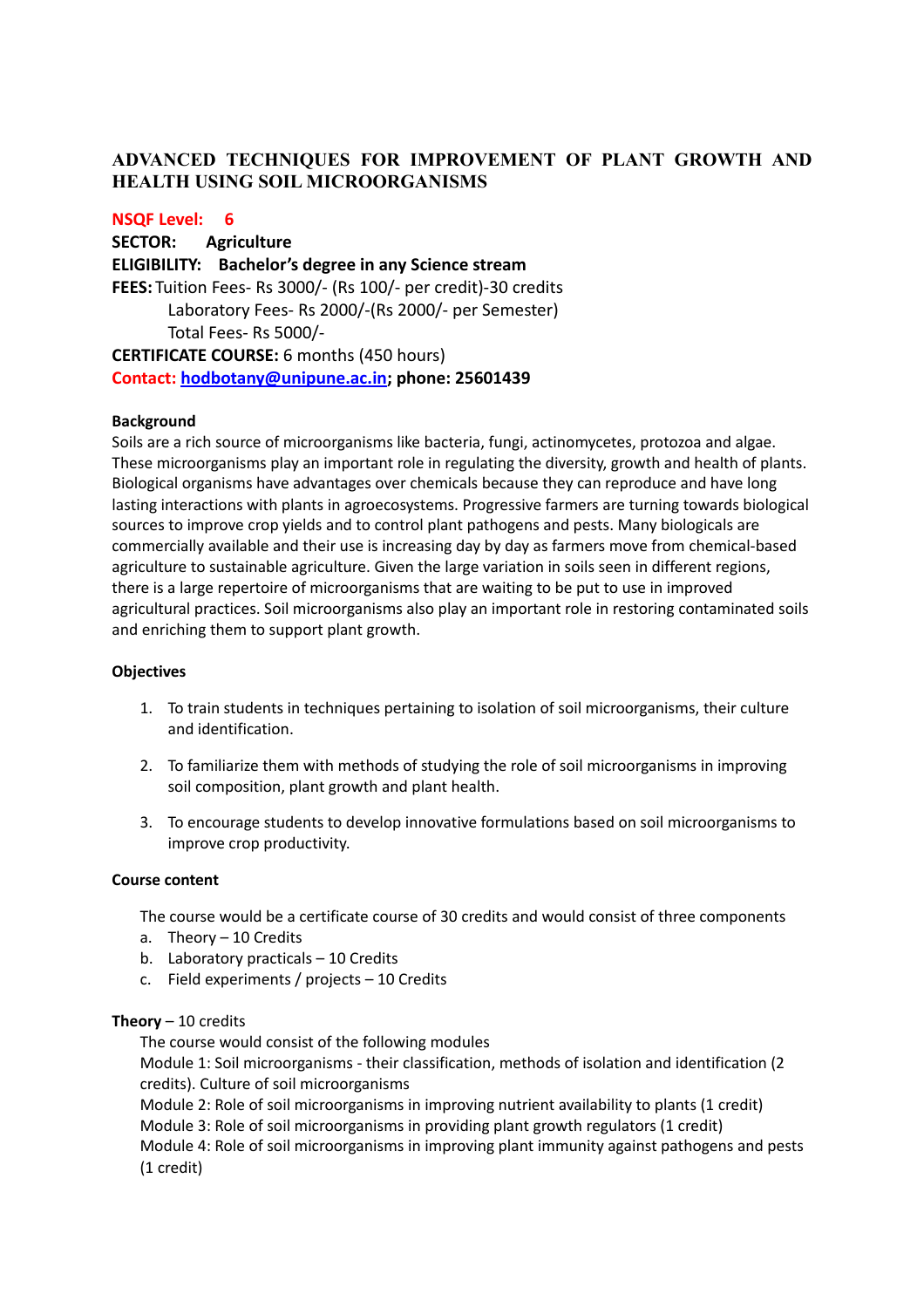# ADVANCED TECHNIQUES FOR IMPROVEMENT OF PLANT GROWTH AND HEALTH USING SOIL MICROORGANISMS

**NSQF Level: 6**

**SECTOR: Agriculture**

**ELIGIBILITY: Bachelor's degree in any Science stream**

**FEES:** Tuition Fees- Rs 3000/- (Rs 100/- per credit)-30 credits
Laboratory Fees- Rs 2000/-(Rs 2000/- per Semester)
Total Fees- Rs 5000/-

**CERTIFICATE COURSE:** 6 months (450 hours)

**Contact: hodbotany@unipune.ac.in; phone: 25601439**

#### Background

Soils are a rich source of microorganisms like bacteria, fungi, actinomycetes, protozoa and algae. These microorganisms play an important role in regulating the diversity, growth and health of plants. Biological organisms have advantages over chemicals because they can reproduce and have long lasting interactions with plants in agroecosystems. Progressive farmers are turning towards biological sources to improve crop yields and to control plant pathogens and pests. Many biologicals are commercially available and their use is increasing day by day as farmers move from chemical-based agriculture to sustainable agriculture. Given the large variation in soils seen in different regions, there is a large repertoire of microorganisms that are waiting to be put to use in improved agricultural practices. Soil microorganisms also play an important role in restoring contaminated soils and enriching them to support plant growth.

#### Objectives

1. To train students in techniques pertaining to isolation of soil microorganisms, their culture and identification.
2. To familiarize them with methods of studying the role of soil microorganisms in improving soil composition, plant growth and plant health.
3. To encourage students to develop innovative formulations based on soil microorganisms to improve crop productivity.

#### Course content

The course would be a certificate course of 30 credits and would consist of three components

a. Theory – 10 Credits
b. Laboratory practicals – 10 Credits
c. Field experiments / projects – 10 Credits

**Theory** – 10 credits

The course would consist of the following modules

Module 1: Soil microorganisms - their classification, methods of isolation and identification (2 credits). Culture of soil microorganisms

Module 2: Role of soil microorganisms in improving nutrient availability to plants (1 credit)

Module 3: Role of soil microorganisms in providing plant growth regulators (1 credit)

Module 4: Role of soil microorganisms in improving plant immunity against pathogens and pests (1 credit)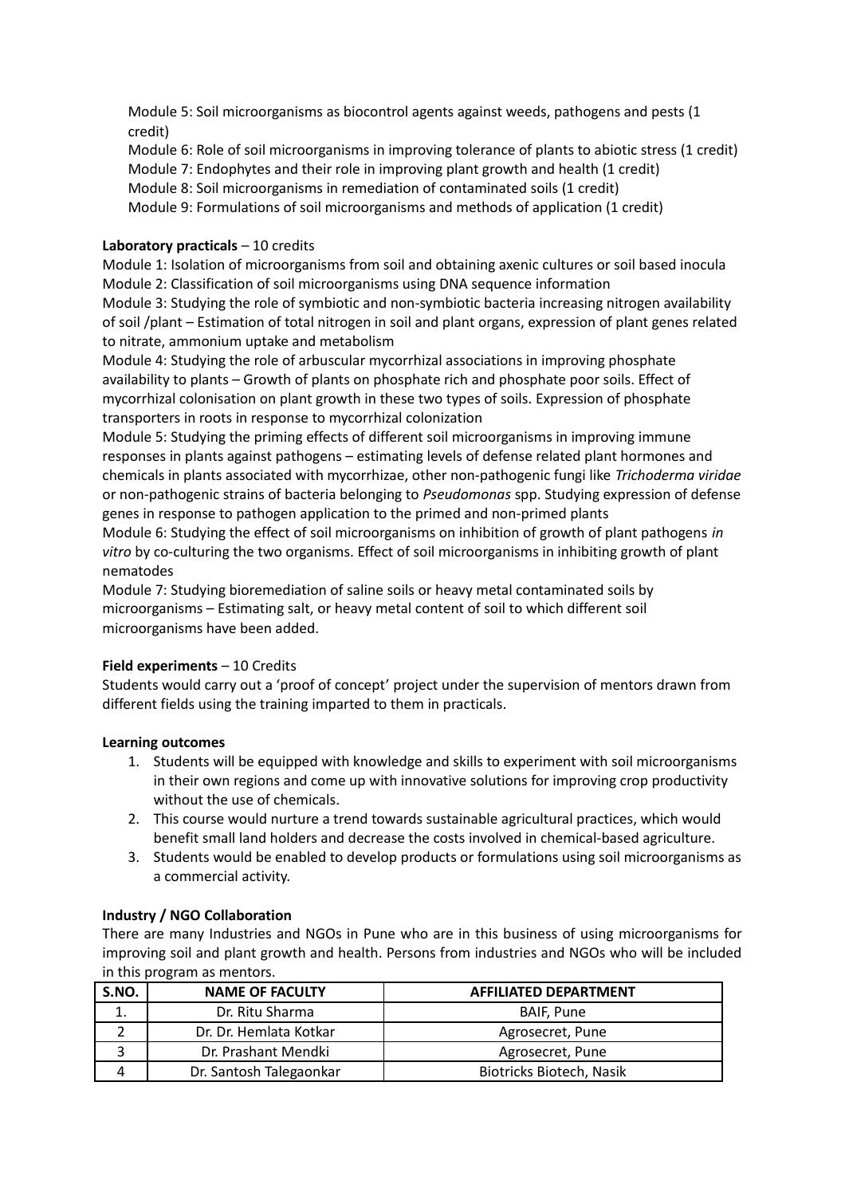Module 5: Soil microorganisms as biocontrol agents against weeds, pathogens and pests (1 credit)

Module 6: Role of soil microorganisms in improving tolerance of plants to abiotic stress (1 credit)

Module 7: Endophytes and their role in improving plant growth and health (1 credit)

Module 8: Soil microorganisms in remediation of contaminated soils (1 credit)

Module 9: Formulations of soil microorganisms and methods of application (1 credit)

**Laboratory practicals** – 10 credits

Module 1: Isolation of microorganisms from soil and obtaining axenic cultures or soil based inocula

Module 2: Classification of soil microorganisms using DNA sequence information

Module 3: Studying the role of symbiotic and non-symbiotic bacteria increasing nitrogen availability of soil /plant – Estimation of total nitrogen in soil and plant organs, expression of plant genes related to nitrate, ammonium uptake and metabolism

Module 4: Studying the role of arbuscular mycorrhizal associations in improving phosphate availability to plants – Growth of plants on phosphate rich and phosphate poor soils. Effect of mycorrhizal colonisation on plant growth in these two types of soils. Expression of phosphate transporters in roots in response to mycorrhizal colonization

Module 5: Studying the priming effects of different soil microorganisms in improving immune responses in plants against pathogens – estimating levels of defense related plant hormones and chemicals in plants associated with mycorrhizae, other non-pathogenic fungi like *Trichoderma viridae* or non-pathogenic strains of bacteria belonging to *Pseudomonas* spp. Studying expression of defense genes in response to pathogen application to the primed and non-primed plants

Module 6: Studying the effect of soil microorganisms on inhibition of growth of plant pathogens *in vitro* by co-culturing the two organisms. Effect of soil microorganisms in inhibiting growth of plant nematodes

Module 7: Studying bioremediation of saline soils or heavy metal contaminated soils by microorganisms – Estimating salt, or heavy metal content of soil to which different soil microorganisms have been added.

**Field experiments** – 10 Credits

Students would carry out a 'proof of concept' project under the supervision of mentors drawn from different fields using the training imparted to them in practicals.

**Learning outcomes**

1. Students will be equipped with knowledge and skills to experiment with soil microorganisms in their own regions and come up with innovative solutions for improving crop productivity without the use of chemicals.
2. This course would nurture a trend towards sustainable agricultural practices, which would benefit small land holders and decrease the costs involved in chemical-based agriculture.
3. Students would be enabled to develop products or formulations using soil microorganisms as a commercial activity.

**Industry / NGO Collaboration**

There are many Industries and NGOs in Pune who are in this business of using microorganisms for improving soil and plant growth and health. Persons from industries and NGOs who will be included in this program as mentors.

| S.NO. | NAME OF FACULTY | AFFILIATED DEPARTMENT |
|---|---|---|
| 1. | Dr. Ritu Sharma | BAIF, Pune |
| 2 | Dr. Dr. Hemlata Kotkar | Agrosecret, Pune |
| 3 | Dr. Prashant Mendki | Agrosecret, Pune |
| 4 | Dr. Santosh Talegaonkar | Biotricks Biotech, Nasik |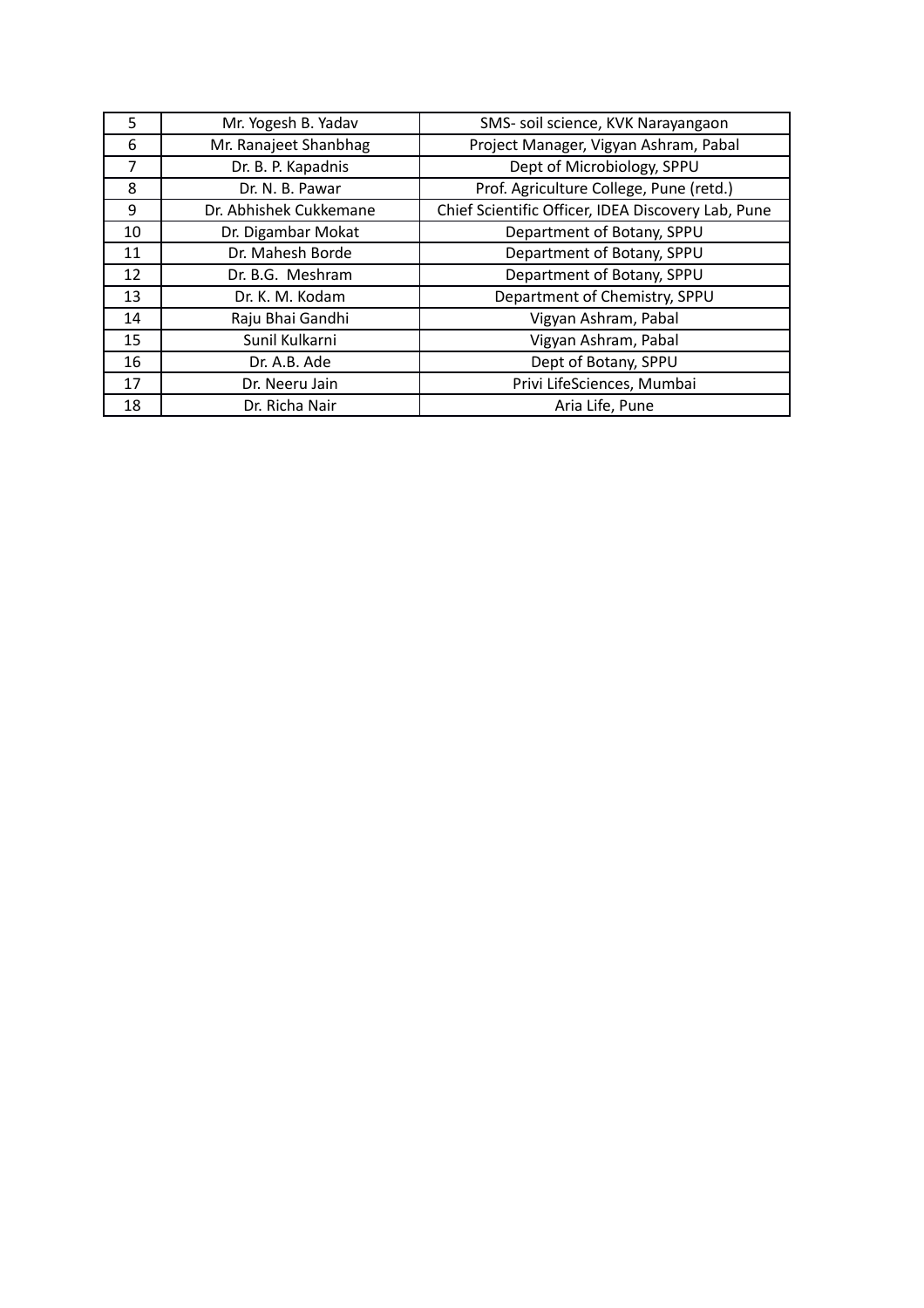| | | |
|---|---|---|
| 5 | Mr. Yogesh B. Yadav | SMS- soil science, KVK Narayangaon |
| 6 | Mr. Ranajeet Shanbhag | Project Manager, Vigyan Ashram, Pabal |
| 7 | Dr. B. P. Kapadnis | Dept of Microbiology, SPPU |
| 8 | Dr. N. B. Pawar | Prof. Agriculture College, Pune (retd.) |
| 9 | Dr. Abhishek Cukkemane | Chief Scientific Officer, IDEA Discovery Lab, Pune |
| 10 | Dr. Digambar Mokat | Department of Botany, SPPU |
| 11 | Dr. Mahesh Borde | Department of Botany, SPPU |
| 12 | Dr. B.G. Meshram | Department of Botany, SPPU |
| 13 | Dr. K. M. Kodam | Department of Chemistry, SPPU |
| 14 | Raju Bhai Gandhi | Vigyan Ashram, Pabal |
| 15 | Sunil Kulkarni | Vigyan Ashram, Pabal |
| 16 | Dr. A.B. Ade | Dept of Botany, SPPU |
| 17 | Dr. Neeru Jain | Privi LifeSciences, Mumbai |
| 18 | Dr. Richa Nair | Aria Life, Pune |